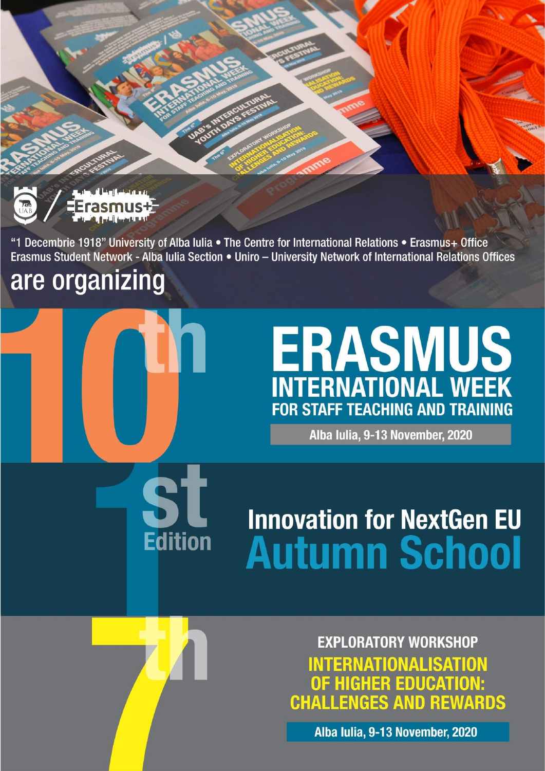"1 Decembrie 1918" University of Alba Iulia • The Centre for International Relations • Erasmus+ Office
Erasmus Student Network - Alba Iulia Section • Uniro – University Network of International Relations Offices

are organizing

# 10th ERASMUS INTERNATIONAL WEEK FOR STAFF TEACHING AND TRAINING

**Alba Iulia, 9-13 November, 2020**

# 1st Edition Innovation for NextGen EU Autumn School

# 7th EXPLORATORY WORKSHOP INTERNATIONALISATION OF HIGHER EDUCATION: CHALLENGES AND REWARDS

**Alba Iulia, 9-13 November, 2020**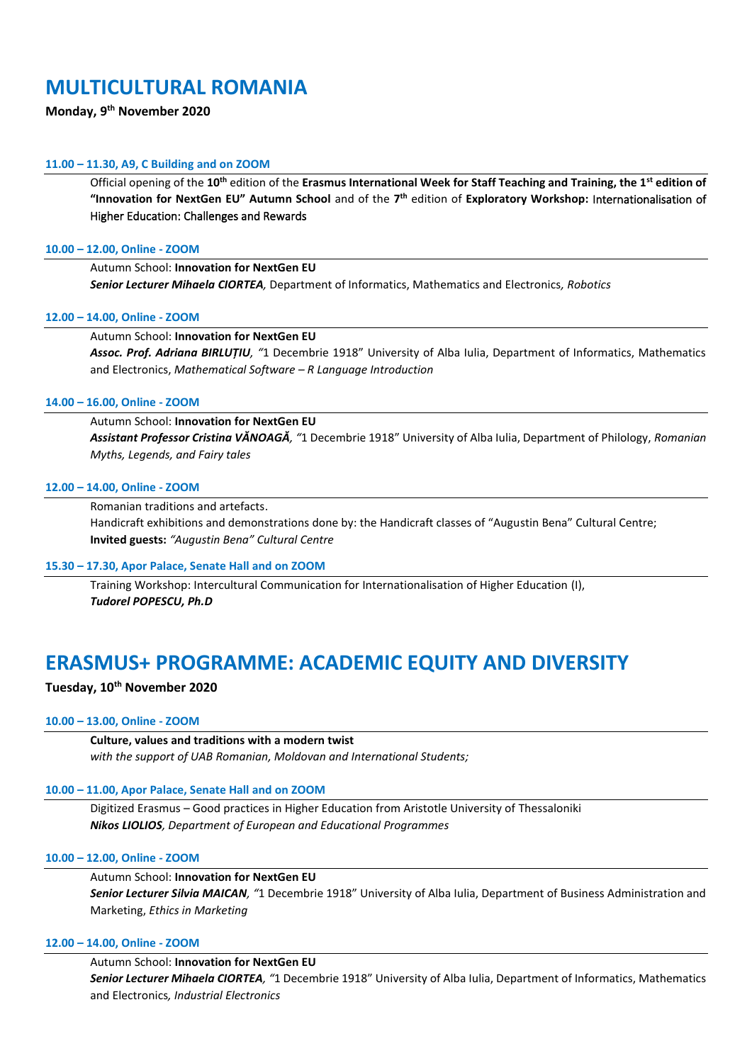# MULTICULTURAL ROMANIA

**Monday, 9th November 2020**

**11.00 – 11.30, A9, C Building and on ZOOM**

Official opening of the **10th** edition of the **Erasmus International Week for Staff Teaching and Training, the 1st edition of "Innovation for NextGen EU" Autumn School** and of the **7th** edition of **Exploratory Workshop:** Internationalisation of Higher Education: Challenges and Rewards

**10.00 – 12.00, Online - ZOOM**

Autumn School: **Innovation for NextGen EU**
***Senior Lecturer Mihaela CIORTEA**,* Department of Informatics, Mathematics and Electronics*, Robotics*

**12.00 – 14.00, Online - ZOOM**

Autumn School: **Innovation for NextGen EU**
***Assoc. Prof. Adriana BIRLUȚIU**,* "1 Decembrie 1918" University of Alba Iulia, Department of Informatics, Mathematics and Electronics, *Mathematical Software – R Language Introduction*

**14.00 – 16.00, Online - ZOOM**

Autumn School: **Innovation for NextGen EU**
***Assistant Professor Cristina VĂNOAGĂ**,* "1 Decembrie 1918" University of Alba Iulia, Department of Philology, *Romanian Myths, Legends, and Fairy tales*

**12.00 – 14.00, Online - ZOOM**

Romanian traditions and artefacts.
Handicraft exhibitions and demonstrations done by: the Handicraft classes of "Augustin Bena" Cultural Centre;
**Invited guests:** *"Augustin Bena" Cultural Centre*

**15.30 – 17.30, Apor Palace, Senate Hall and on ZOOM**

Training Workshop: Intercultural Communication for Internationalisation of Higher Education (I),
***Tudorel POPESCU, Ph.D***

# ERASMUS+ PROGRAMME: ACADEMIC EQUITY AND DIVERSITY

**Tuesday, 10th November 2020**

**10.00 – 13.00, Online - ZOOM**

**Culture, values and traditions with a modern twist**
*with the support of UAB Romanian, Moldovan and International Students;*

**10.00 – 11.00, Apor Palace, Senate Hall and on ZOOM**

Digitized Erasmus – Good practices in Higher Education from Aristotle University of Thessaloniki
***Nikos LIOLIOS**, Department of European and Educational Programmes*

**10.00 – 12.00, Online - ZOOM**

Autumn School: **Innovation for NextGen EU**
***Senior Lecturer Silvia MAICAN**,* "1 Decembrie 1918" University of Alba Iulia, Department of Business Administration and Marketing, *Ethics in Marketing*

**12.00 – 14.00, Online - ZOOM**

Autumn School: **Innovation for NextGen EU**
***Senior Lecturer Mihaela CIORTEA**,* "1 Decembrie 1918" University of Alba Iulia, Department of Informatics, Mathematics and Electronics*, Industrial Electronics*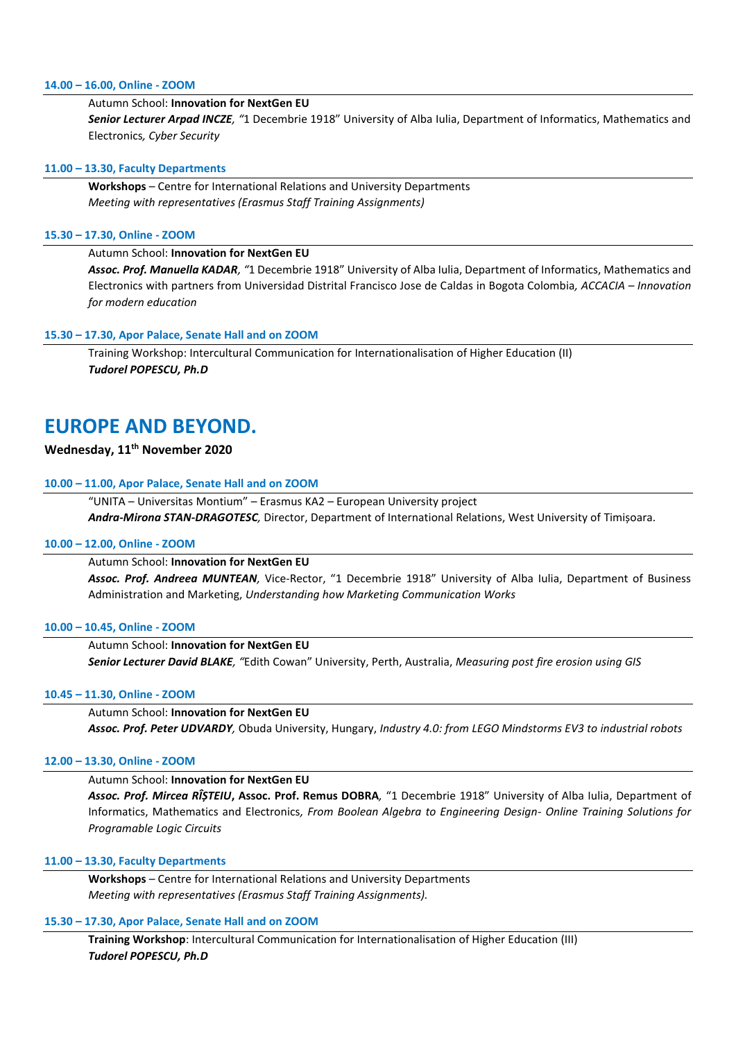**14.00 – 16.00, Online - ZOOM**

Autumn School: **Innovation for NextGen EU**
***Senior Lecturer Arpad INCZE**, "*1 Decembrie 1918" University of Alba Iulia, Department of Informatics, Mathematics and Electronics*, Cyber Security*

**11.00 – 13.30, Faculty Departments**

**Workshops** – Centre for International Relations and University Departments
*Meeting with representatives (Erasmus Staff Training Assignments)*

**15.30 – 17.30, Online - ZOOM**

Autumn School: **Innovation for NextGen EU**
***Assoc. Prof. Manuella KADAR**, "*1 Decembrie 1918" University of Alba Iulia, Department of Informatics, Mathematics and Electronics with partners from Universidad Distrital Francisco Jose de Caldas in Bogota Colombia*, ACCACIA – Innovation for modern education*

**15.30 – 17.30, Apor Palace, Senate Hall and on ZOOM**

Training Workshop: Intercultural Communication for Internationalisation of Higher Education (II)
***Tudorel POPESCU, Ph.D***

# EUROPE AND BEYOND.

**Wednesday, 11th November 2020**

**10.00 – 11.00, Apor Palace, Senate Hall and on ZOOM**

"UNITA – Universitas Montium" – Erasmus KA2 – European University project
***Andra-Mirona STAN-DRAGOTESC**,* Director, Department of International Relations, West University of Timișoara.

**10.00 – 12.00, Online - ZOOM**

Autumn School: **Innovation for NextGen EU**
***Assoc. Prof. Andreea MUNTEAN**,* Vice-Rector, "1 Decembrie 1918" University of Alba Iulia, Department of Business Administration and Marketing, *Understanding how Marketing Communication Works*

**10.00 – 10.45, Online - ZOOM**

Autumn School: **Innovation for NextGen EU**
***Senior Lecturer David BLAKE**, "*Edith Cowan" University, Perth, Australia, *Measuring post fire erosion using GIS*

**10.45 – 11.30, Online - ZOOM**

Autumn School: **Innovation for NextGen EU**
***Assoc. Prof. Peter UDVARDY**,* Obuda University, Hungary, *Industry 4.0: from LEGO Mindstorms EV3 to industrial robots*

**12.00 – 13.30, Online - ZOOM**

Autumn School: **Innovation for NextGen EU**
***Assoc. Prof. Mircea RÎȘTEIU*, Assoc. Prof. Remus DOBRA***,* "1 Decembrie 1918" University of Alba Iulia, Department of Informatics, Mathematics and Electronics*, From Boolean Algebra to Engineering Design- Online Training Solutions for Programable Logic Circuits*

**11.00 – 13.30, Faculty Departments**

**Workshops** – Centre for International Relations and University Departments
*Meeting with representatives (Erasmus Staff Training Assignments).*

**15.30 – 17.30, Apor Palace, Senate Hall and on ZOOM**

**Training Workshop**: Intercultural Communication for Internationalisation of Higher Education (III)
***Tudorel POPESCU, Ph.D***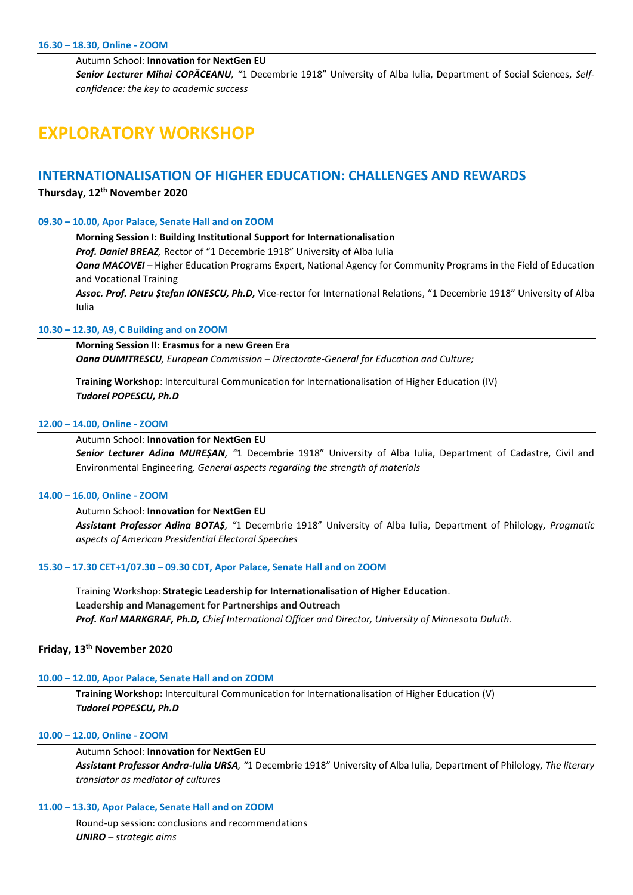**16.30 – 18.30, Online - ZOOM**

Autumn School: **Innovation for NextGen EU**
***Senior Lecturer Mihai COPĂCEANU****, "*1 Decembrie 1918" University of Alba Iulia, Department of Social Sciences, *Self-confidence: the key to academic success*

# EXPLORATORY WORKSHOP

## INTERNATIONALISATION OF HIGHER EDUCATION: CHALLENGES AND REWARDS

**Thursday, 12th November 2020**

**09.30 – 10.00, Apor Palace, Senate Hall and on ZOOM**

**Morning Session I: Building Institutional Support for Internationalisation**
***Prof. Daniel BREAZ****,* Rector of "1 Decembrie 1918" University of Alba Iulia
***Oana MACOVEI*** – Higher Education Programs Expert, National Agency for Community Programs in the Field of Education and Vocational Training
***Assoc. Prof. Petru Ștefan IONESCU, Ph.D,*** Vice-rector for International Relations, "1 Decembrie 1918" University of Alba Iulia

**10.30 – 12.30, A9, C Building and on ZOOM**

**Morning Session II: Erasmus for a new Green Era**
***Oana DUMITRESCU****, European Commission – Directorate-General for Education and Culture;*

**Training Workshop**: Intercultural Communication for Internationalisation of Higher Education (IV)
***Tudorel POPESCU, Ph.D***

**12.00 – 14.00, Online - ZOOM**

Autumn School: **Innovation for NextGen EU**
***Senior Lecturer Adina MUREȘAN****, "*1 Decembrie 1918" University of Alba Iulia, Department of Cadastre, Civil and Environmental Engineering*, General aspects regarding the strength of materials*

**14.00 – 16.00, Online - ZOOM**

Autumn School: **Innovation for NextGen EU**
***Assistant Professor Adina BOTAȘ****, "*1 Decembrie 1918" University of Alba Iulia, Department of Philology*, Pragmatic aspects of American Presidential Electoral Speeches*

**15.30 – 17.30 CET+1/07.30 – 09.30 CDT, Apor Palace, Senate Hall and on ZOOM**

Training Workshop: **Strategic Leadership for Internationalisation of Higher Education**.
**Leadership and Management for Partnerships and Outreach**
***Prof. Karl MARKGRAF, Ph.D,*** *Chief International Officer and Director, University of Minnesota Duluth.*

**Friday, 13th November 2020**

**10.00 – 12.00, Apor Palace, Senate Hall and on ZOOM**

**Training Workshop:** Intercultural Communication for Internationalisation of Higher Education (V)
***Tudorel POPESCU, Ph.D***

**10.00 – 12.00, Online - ZOOM**

Autumn School: **Innovation for NextGen EU**
***Assistant Professor Andra-Iulia URSA****, "*1 Decembrie 1918" University of Alba Iulia, Department of Philology*, The literary translator as mediator of cultures*

**11.00 – 13.30, Apor Palace, Senate Hall and on ZOOM**

Round-up session: conclusions and recommendations
***UNIRO*** *– strategic aims*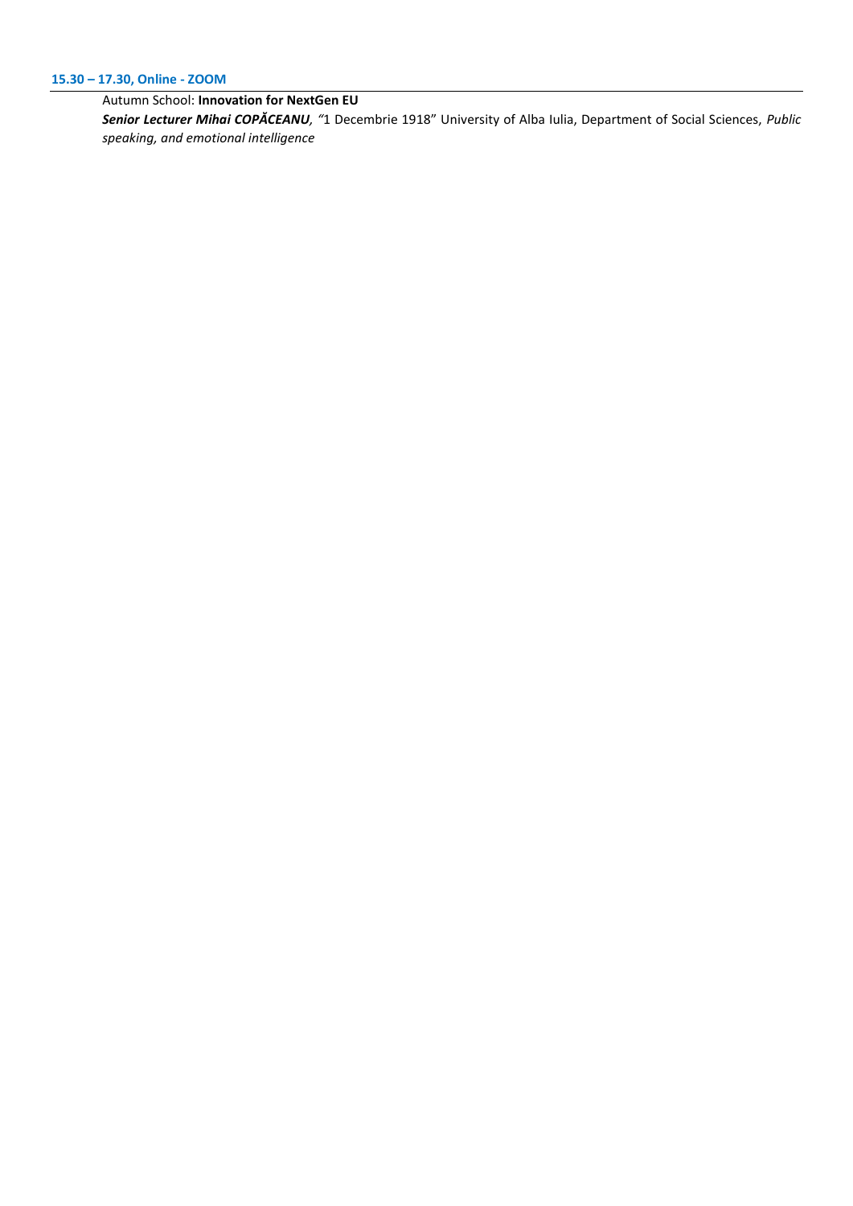**15.30 – 17.30, Online - ZOOM**

---

Autumn School: **Innovation for NextGen EU**

***Senior Lecturer Mihai COPĂCEANU**, "*1 Decembrie 1918" University of Alba Iulia, Department of Social Sciences, *Public speaking, and emotional intelligence*